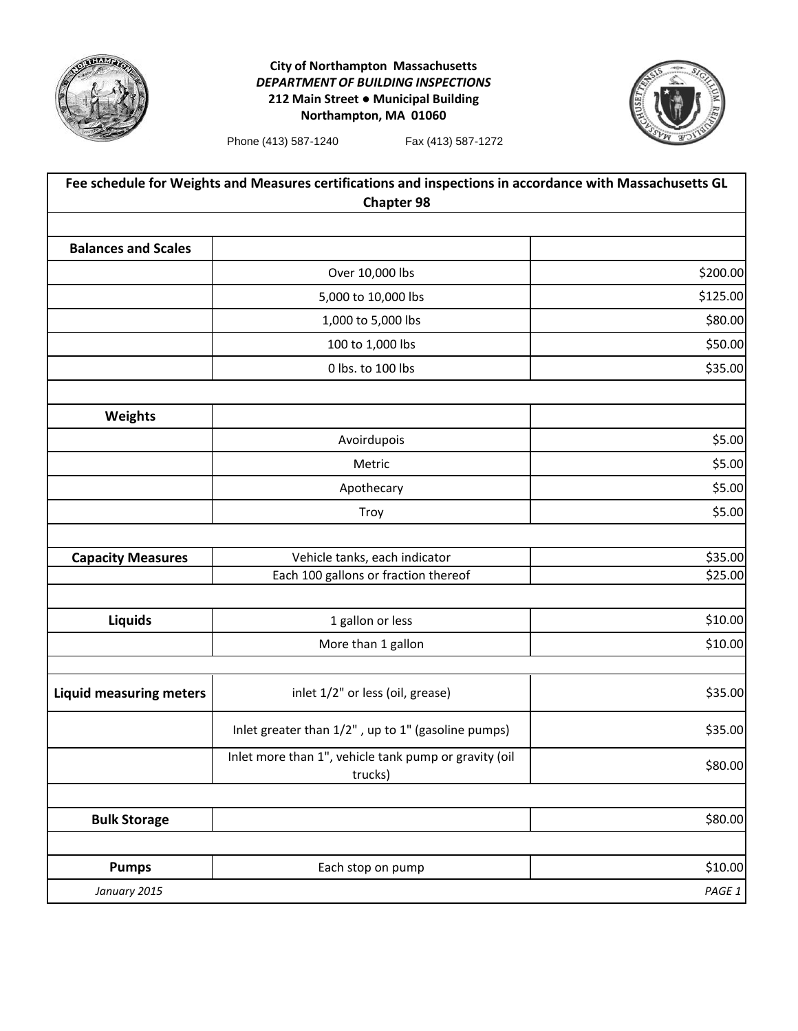**City of Northampton Massachusetts**
***DEPARTMENT OF BUILDING INSPECTIONS***
**212 Main Street • Municipal Building**
**Northampton, MA 01060**

Phone (413) 587-1240 Fax (413) 587-1272

## Fee schedule for Weights and Measures certifications and inspections in accordance with Massachusetts GL Chapter 98

| | | |
|---|---|---|
| **Balances and Scales** | | |
| | Over 10,000 lbs | $200.00 |
| | 5,000 to 10,000 lbs | $125.00 |
| | 1,000 to 5,000 lbs | $80.00 |
| | 100 to 1,000 lbs | $50.00 |
| | 0 lbs. to 100 lbs | $35.00 |
| | | |
| **Weights** | | |
| | Avoirdupois | $5.00 |
| | Metric | $5.00 |
| | Apothecary | $5.00 |
| | Troy | $5.00 |
| | | |
| **Capacity Measures** | Vehicle tanks, each indicator | $35.00 |
| | Each 100 gallons or fraction thereof | $25.00 |
| | | |
| **Liquids** | 1 gallon or less | $10.00 |
| | More than 1 gallon | $10.00 |
| | | |
| **Liquid measuring meters** | inlet 1/2" or less (oil, grease) | $35.00 |
| | Inlet greater than 1/2" , up to 1" (gasoline pumps) | $35.00 |
| | Inlet more than 1", vehicle tank pump or gravity (oil trucks) | $80.00 |
| | | |
| **Bulk Storage** | | $80.00 |
| | | |
| **Pumps** | Each stop on pump | $10.00 |

*January 2015*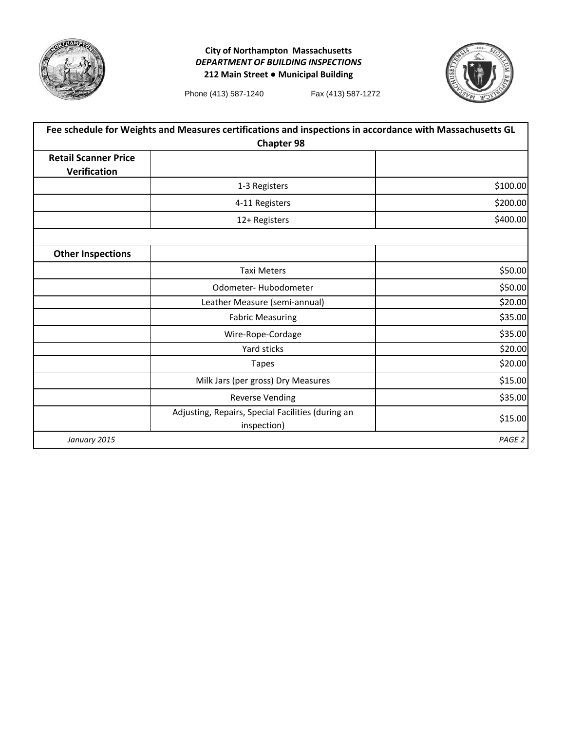**City of Northampton Massachusetts**
***DEPARTMENT OF BUILDING INSPECTIONS***
**212 Main Street ● Municipal Building**

Phone (413) 587-1240 Fax (413) 587-1272

| Fee schedule for Weights and Measures certifications and inspections in accordance with Massachusetts GL Chapter 98 | | |
|---|---|---|
| **Retail Scanner Price Verification** | | |
| | 1-3 Registers | $100.00 |
| | 4-11 Registers | $200.00 |
| | 12+ Registers | $400.00 |
| | | |
| **Other Inspections** | | |
| | Taxi Meters | $50.00 |
| | Odometer- Hubodometer | $50.00 |
| | Leather Measure (semi-annual) | $20.00 |
| | Fabric Measuring | $35.00 |
| | Wire-Rope-Cordage | $35.00 |
| | Yard sticks | $20.00 |
| | Tapes | $20.00 |
| | Milk Jars (per gross) Dry Measures | $15.00 |
| | Reverse Vending | $35.00 |
| | Adjusting, Repairs, Special Facilities (during an inspection) | $15.00 |

*January 2015*